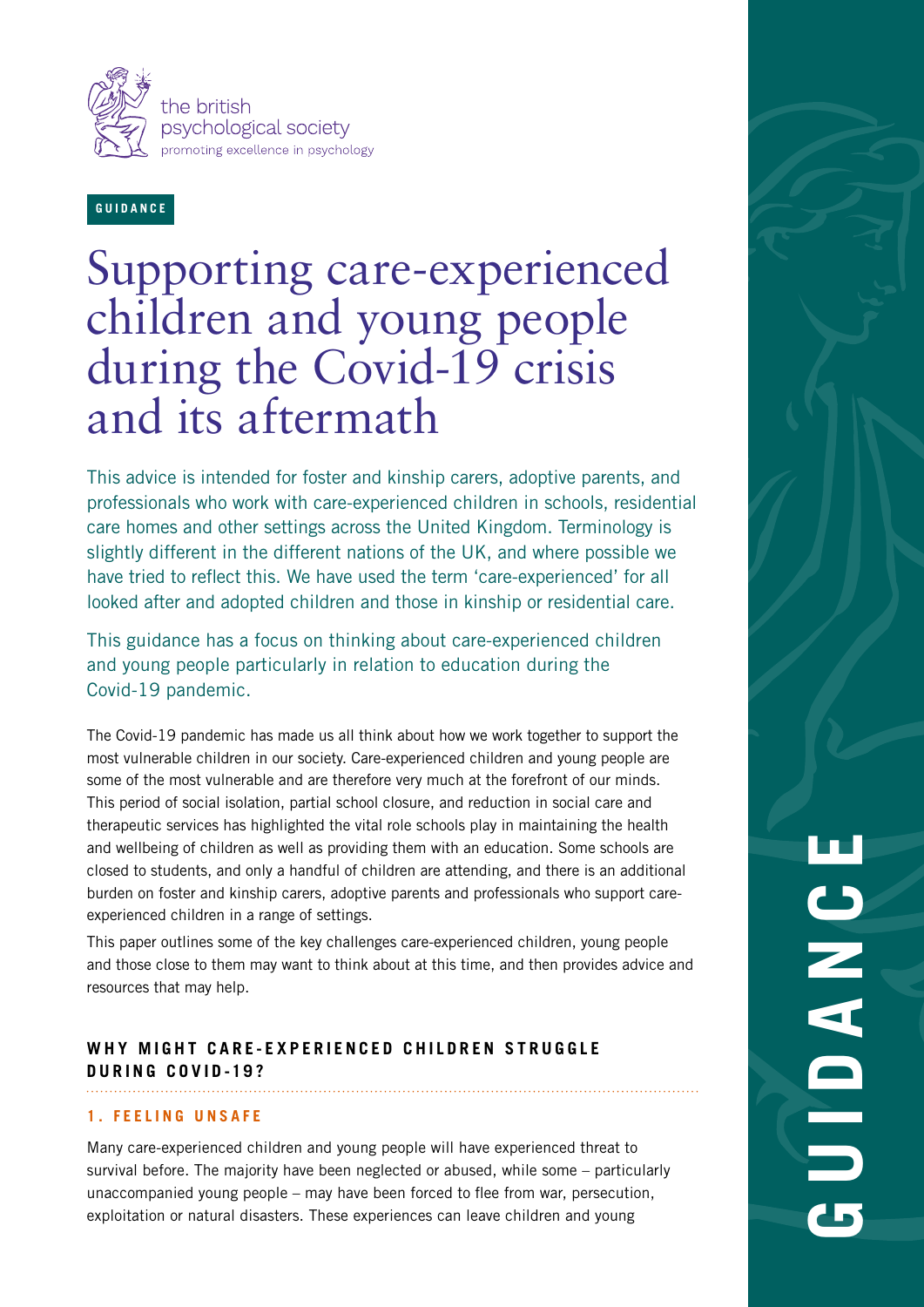the british psychological society
promoting excellence in psychology

**GUIDANCE**

# Supporting care-experienced children and young people during the Covid-19 crisis and its aftermath

This advice is intended for foster and kinship carers, adoptive parents, and professionals who work with care-experienced children in schools, residential care homes and other settings across the United Kingdom. Terminology is slightly different in the different nations of the UK, and where possible we have tried to reflect this. We have used the term 'care-experienced' for all looked after and adopted children and those in kinship or residential care.

This guidance has a focus on thinking about care-experienced children and young people particularly in relation to education during the Covid-19 pandemic.

The Covid-19 pandemic has made us all think about how we work together to support the most vulnerable children in our society. Care-experienced children and young people are some of the most vulnerable and are therefore very much at the forefront of our minds. This period of social isolation, partial school closure, and reduction in social care and therapeutic services has highlighted the vital role schools play in maintaining the health and wellbeing of children as well as providing them with an education. Some schools are closed to students, and only a handful of children are attending, and there is an additional burden on foster and kinship carers, adoptive parents and professionals who support care-experienced children in a range of settings.

This paper outlines some of the key challenges care-experienced children, young people and those close to them may want to think about at this time, and then provides advice and resources that may help.

## WHY MIGHT CARE-EXPERIENCED CHILDREN STRUGGLE DURING COVID-19?

### 1. FEELING UNSAFE

Many care-experienced children and young people will have experienced threat to survival before. The majority have been neglected or abused, while some – particularly unaccompanied young people – may have been forced to flee from war, persecution, exploitation or natural disasters. These experiences can leave children and young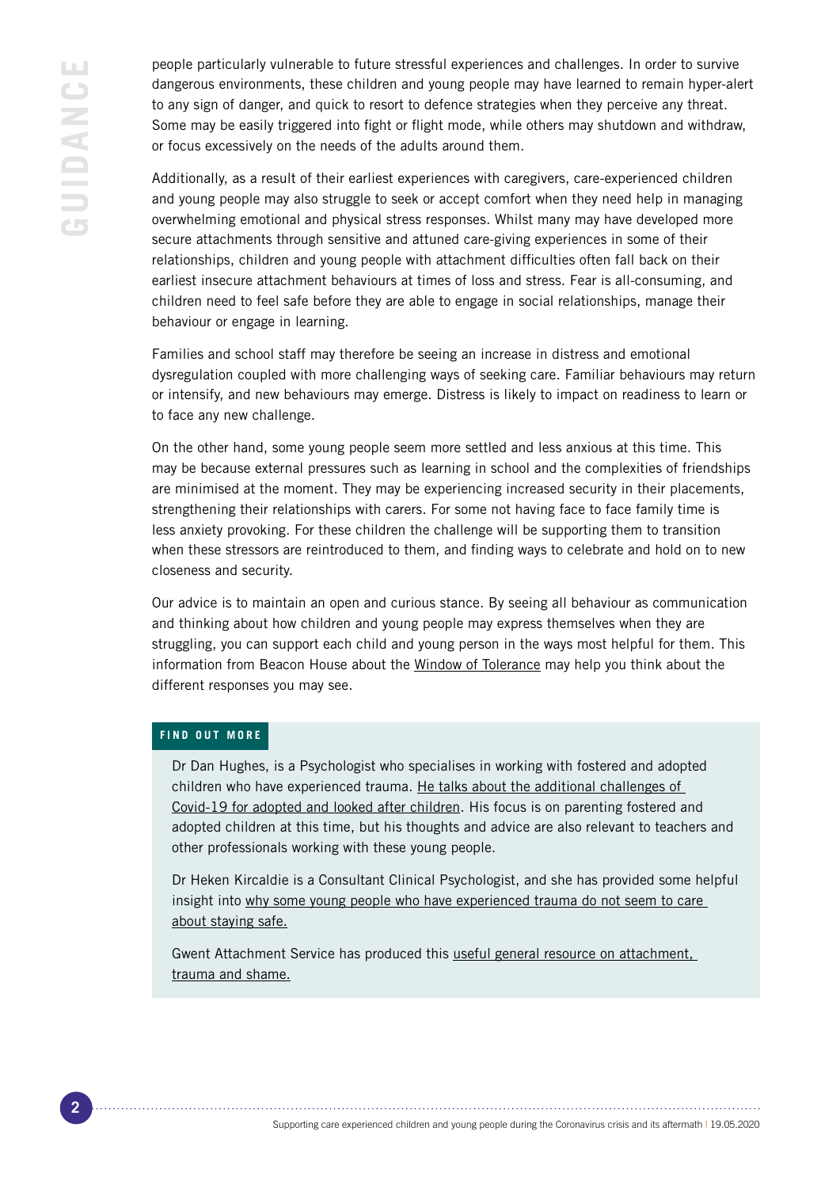people particularly vulnerable to future stressful experiences and challenges. In order to survive dangerous environments, these children and young people may have learned to remain hyper-alert to any sign of danger, and quick to resort to defence strategies when they perceive any threat. Some may be easily triggered into fight or flight mode, while others may shutdown and withdraw, or focus excessively on the needs of the adults around them.

Additionally, as a result of their earliest experiences with caregivers, care-experienced children and young people may also struggle to seek or accept comfort when they need help in managing overwhelming emotional and physical stress responses. Whilst many may have developed more secure attachments through sensitive and attuned care-giving experiences in some of their relationships, children and young people with attachment difficulties often fall back on their earliest insecure attachment behaviours at times of loss and stress. Fear is all-consuming, and children need to feel safe before they are able to engage in social relationships, manage their behaviour or engage in learning.

Families and school staff may therefore be seeing an increase in distress and emotional dysregulation coupled with more challenging ways of seeking care. Familiar behaviours may return or intensify, and new behaviours may emerge. Distress is likely to impact on readiness to learn or to face any new challenge.

On the other hand, some young people seem more settled and less anxious at this time. This may be because external pressures such as learning in school and the complexities of friendships are minimised at the moment. They may be experiencing increased security in their placements, strengthening their relationships with carers. For some not having face to face family time is less anxiety provoking. For these children the challenge will be supporting them to transition when these stressors are reintroduced to them, and finding ways to celebrate and hold on to new closeness and security.

Our advice is to maintain an open and curious stance. By seeing all behaviour as communication and thinking about how children and young people may express themselves when they are struggling, you can support each child and young person in the ways most helpful for them. This information from Beacon House about the Window of Tolerance may help you think about the different responses you may see.

**FIND OUT MORE**

Dr Dan Hughes, is a Psychologist who specialises in working with fostered and adopted children who have experienced trauma. He talks about the additional challenges of Covid-19 for adopted and looked after children. His focus is on parenting fostered and adopted children at this time, but his thoughts and advice are also relevant to teachers and other professionals working with these young people.

Dr Heken Kircaldie is a Consultant Clinical Psychologist, and she has provided some helpful insight into why some young people who have experienced trauma do not seem to care about staying safe.

Gwent Attachment Service has produced this useful general resource on attachment, trauma and shame.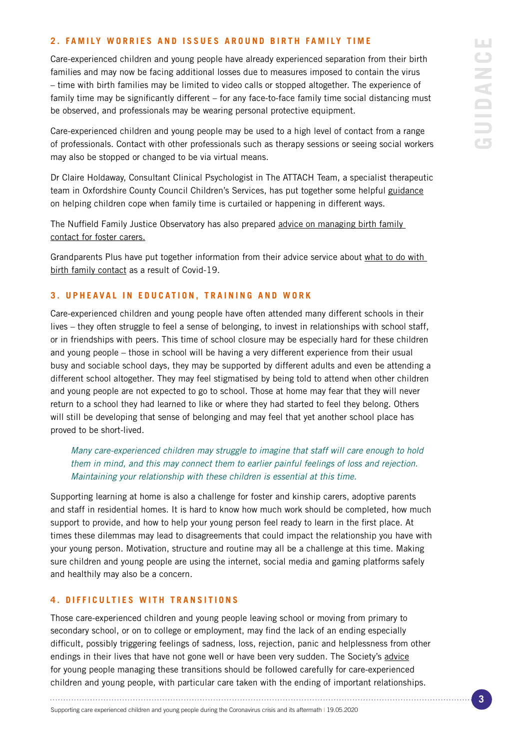## 2. FAMILY WORRIES AND ISSUES AROUND BIRTH FAMILY TIME

Care-experienced children and young people have already experienced separation from their birth families and may now be facing additional losses due to measures imposed to contain the virus – time with birth families may be limited to video calls or stopped altogether. The experience of family time may be significantly different – for any face-to-face family time social distancing must be observed, and professionals may be wearing personal protective equipment.

Care-experienced children and young people may be used to a high level of contact from a range of professionals. Contact with other professionals such as therapy sessions or seeing social workers may also be stopped or changed to be via virtual means.

Dr Claire Holdaway, Consultant Clinical Psychologist in The ATTACH Team, a specialist therapeutic team in Oxfordshire County Council Children's Services, has put together some helpful guidance on helping children cope when family time is curtailed or happening in different ways.

The Nuffield Family Justice Observatory has also prepared advice on managing birth family contact for foster carers.

Grandparents Plus have put together information from their advice service about what to do with birth family contact as a result of Covid-19.

## 3. UPHEAVAL IN EDUCATION, TRAINING AND WORK

Care-experienced children and young people have often attended many different schools in their lives – they often struggle to feel a sense of belonging, to invest in relationships with school staff, or in friendships with peers. This time of school closure may be especially hard for these children and young people – those in school will be having a very different experience from their usual busy and sociable school days, they may be supported by different adults and even be attending a different school altogether. They may feel stigmatised by being told to attend when other children and young people are not expected to go to school. Those at home may fear that they will never return to a school they had learned to like or where they had started to feel they belong. Others will still be developing that sense of belonging and may feel that yet another school place has proved to be short-lived.

> *Many care-experienced children may struggle to imagine that staff will care enough to hold them in mind, and this may connect them to earlier painful feelings of loss and rejection. Maintaining your relationship with these children is essential at this time.*

Supporting learning at home is also a challenge for foster and kinship carers, adoptive parents and staff in residential homes. It is hard to know how much work should be completed, how much support to provide, and how to help your young person feel ready to learn in the first place. At times these dilemmas may lead to disagreements that could impact the relationship you have with your young person. Motivation, structure and routine may all be a challenge at this time. Making sure children and young people are using the internet, social media and gaming platforms safely and healthily may also be a concern.

## 4. DIFFICULTIES WITH TRANSITIONS

Those care-experienced children and young people leaving school or moving from primary to secondary school, or on to college or employment, may find the lack of an ending especially difficult, possibly triggering feelings of sadness, loss, rejection, panic and helplessness from other endings in their lives that have not gone well or have been very sudden. The Society's advice for young people managing these transitions should be followed carefully for care-experienced children and young people, with particular care taken with the ending of important relationships.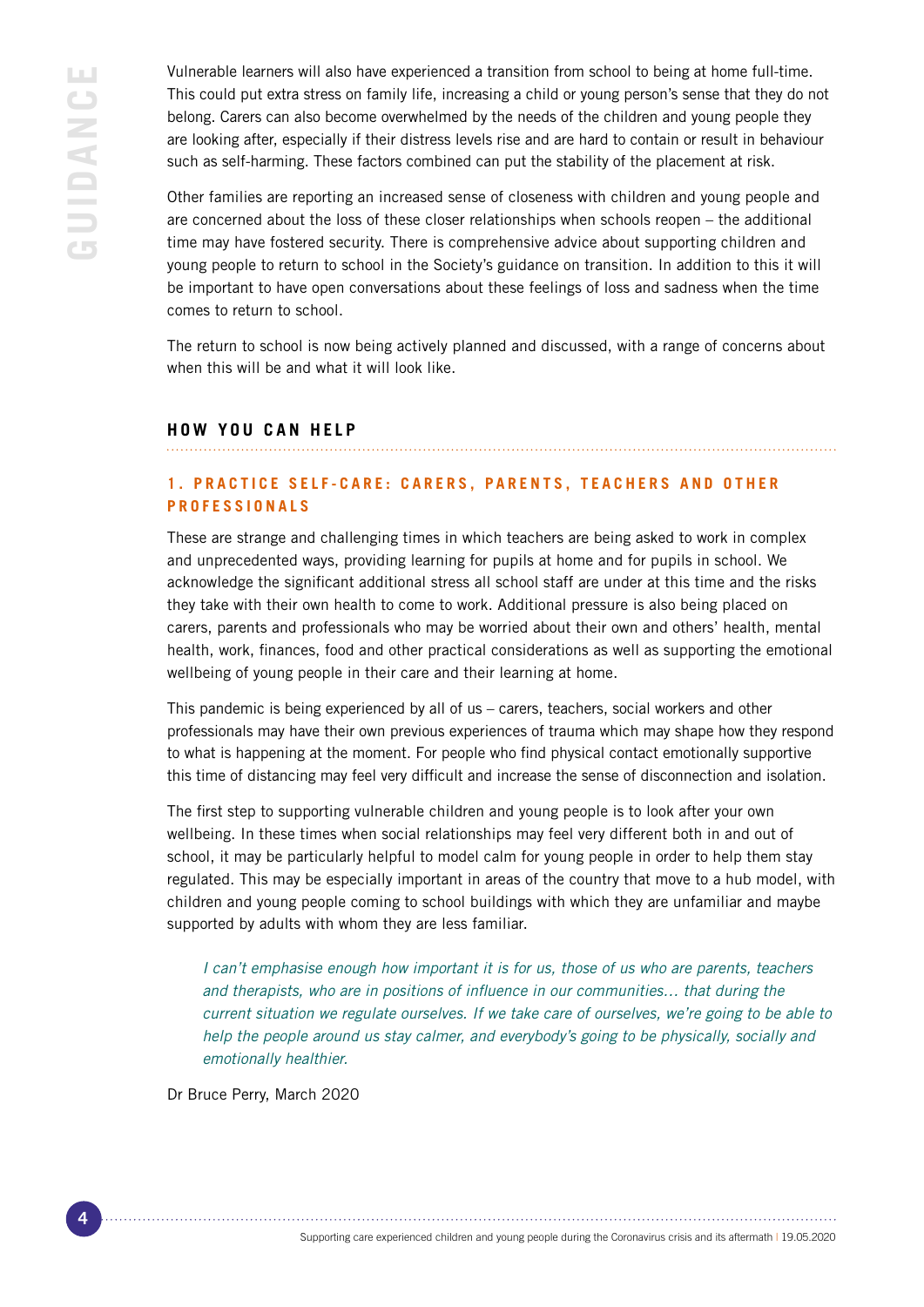Vulnerable learners will also have experienced a transition from school to being at home full-time. This could put extra stress on family life, increasing a child or young person's sense that they do not belong. Carers can also become overwhelmed by the needs of the children and young people they are looking after, especially if their distress levels rise and are hard to contain or result in behaviour such as self-harming. These factors combined can put the stability of the placement at risk.

Other families are reporting an increased sense of closeness with children and young people and are concerned about the loss of these closer relationships when schools reopen – the additional time may have fostered security. There is comprehensive advice about supporting children and young people to return to school in the Society's guidance on transition. In addition to this it will be important to have open conversations about these feelings of loss and sadness when the time comes to return to school.

The return to school is now being actively planned and discussed, with a range of concerns about when this will be and what it will look like.

## HOW YOU CAN HELP

### 1. PRACTICE SELF-CARE: CARERS, PARENTS, TEACHERS AND OTHER PROFESSIONALS

These are strange and challenging times in which teachers are being asked to work in complex and unprecedented ways, providing learning for pupils at home and for pupils in school. We acknowledge the significant additional stress all school staff are under at this time and the risks they take with their own health to come to work. Additional pressure is also being placed on carers, parents and professionals who may be worried about their own and others' health, mental health, work, finances, food and other practical considerations as well as supporting the emotional wellbeing of young people in their care and their learning at home.

This pandemic is being experienced by all of us – carers, teachers, social workers and other professionals may have their own previous experiences of trauma which may shape how they respond to what is happening at the moment. For people who find physical contact emotionally supportive this time of distancing may feel very difficult and increase the sense of disconnection and isolation.

The first step to supporting vulnerable children and young people is to look after your own wellbeing. In these times when social relationships may feel very different both in and out of school, it may be particularly helpful to model calm for young people in order to help them stay regulated. This may be especially important in areas of the country that move to a hub model, with children and young people coming to school buildings with which they are unfamiliar and maybe supported by adults with whom they are less familiar.

> *I can't emphasise enough how important it is for us, those of us who are parents, teachers and therapists, who are in positions of influence in our communities… that during the current situation we regulate ourselves. If we take care of ourselves, we're going to be able to help the people around us stay calmer, and everybody's going to be physically, socially and emotionally healthier.*

Dr Bruce Perry, March 2020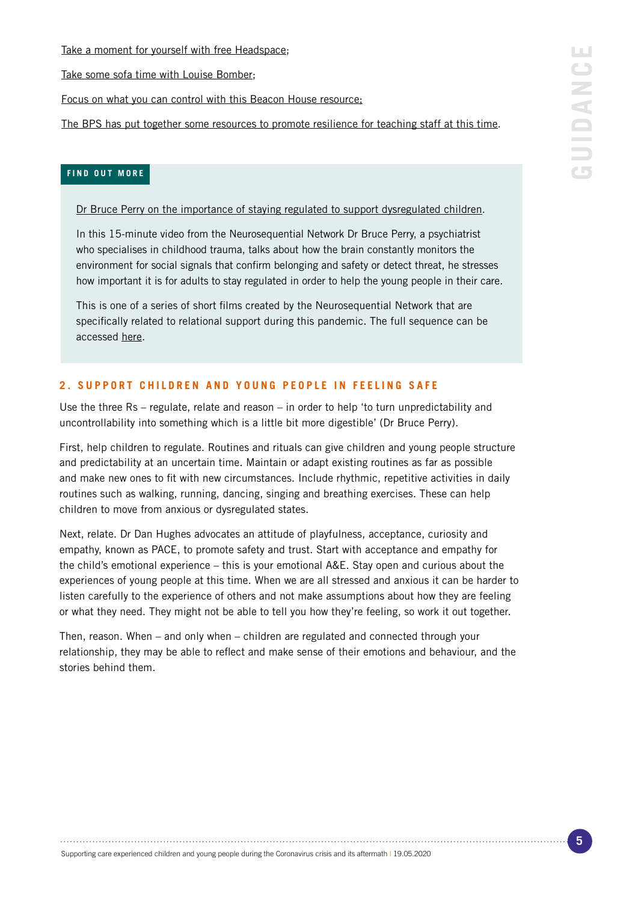Take a moment for yourself with free Headspace;

Take some sofa time with Louise Bomber;

Focus on what you can control with this Beacon House resource;

The BPS has put together some resources to promote resilience for teaching staff at this time.

**FIND OUT MORE**

Dr Bruce Perry on the importance of staying regulated to support dysregulated children.

In this 15-minute video from the Neurosequential Network Dr Bruce Perry, a psychiatrist who specialises in childhood trauma, talks about how the brain constantly monitors the environment for social signals that confirm belonging and safety or detect threat, he stresses how important it is for adults to stay regulated in order to help the young people in their care.

This is one of a series of short films created by the Neurosequential Network that are specifically related to relational support during this pandemic. The full sequence can be accessed here.

## 2. SUPPORT CHILDREN AND YOUNG PEOPLE IN FEELING SAFE

Use the three Rs – regulate, relate and reason – in order to help 'to turn unpredictability and uncontrollability into something which is a little bit more digestible' (Dr Bruce Perry).

First, help children to regulate. Routines and rituals can give children and young people structure and predictability at an uncertain time. Maintain or adapt existing routines as far as possible and make new ones to fit with new circumstances. Include rhythmic, repetitive activities in daily routines such as walking, running, dancing, singing and breathing exercises. These can help children to move from anxious or dysregulated states.

Next, relate. Dr Dan Hughes advocates an attitude of playfulness, acceptance, curiosity and empathy, known as PACE, to promote safety and trust. Start with acceptance and empathy for the child's emotional experience – this is your emotional A&E. Stay open and curious about the experiences of young people at this time. When we are all stressed and anxious it can be harder to listen carefully to the experience of others and not make assumptions about how they are feeling or what they need. They might not be able to tell you how they're feeling, so work it out together.

Then, reason. When – and only when – children are regulated and connected through your relationship, they may be able to reflect and make sense of their emotions and behaviour, and the stories behind them.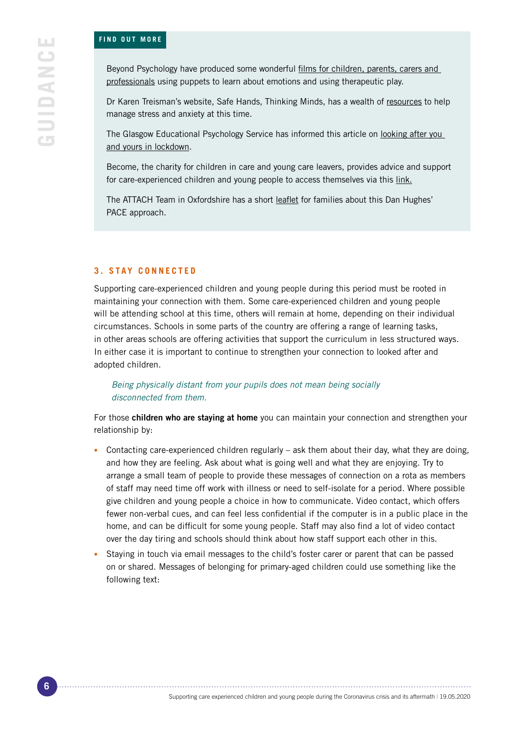#### FIND OUT MORE

Beyond Psychology have produced some wonderful films for children, parents, carers and professionals using puppets to learn about emotions and using therapeutic play.

Dr Karen Treisman's website, Safe Hands, Thinking Minds, has a wealth of resources to help manage stress and anxiety at this time.

The Glasgow Educational Psychology Service has informed this article on looking after you and yours in lockdown.

Become, the charity for children in care and young care leavers, provides advice and support for care-experienced children and young people to access themselves via this link.

The ATTACH Team in Oxfordshire has a short leaflet for families about this Dan Hughes' PACE approach.

## 3. STAY CONNECTED

Supporting care-experienced children and young people during this period must be rooted in maintaining your connection with them. Some care-experienced children and young people will be attending school at this time, others will remain at home, depending on their individual circumstances. Schools in some parts of the country are offering a range of learning tasks, in other areas schools are offering activities that support the curriculum in less structured ways. In either case it is important to continue to strengthen your connection to looked after and adopted children.

> *Being physically distant from your pupils does not mean being socially disconnected from them.*

For those **children who are staying at home** you can maintain your connection and strengthen your relationship by:

- Contacting care-experienced children regularly – ask them about their day, what they are doing, and how they are feeling. Ask about what is going well and what they are enjoying. Try to arrange a small team of people to provide these messages of connection on a rota as members of staff may need time off work with illness or need to self-isolate for a period. Where possible give children and young people a choice in how to communicate. Video contact, which offers fewer non-verbal cues, and can feel less confidential if the computer is in a public place in the home, and can be difficult for some young people. Staff may also find a lot of video contact over the day tiring and schools should think about how staff support each other in this.
- Staying in touch via email messages to the child's foster carer or parent that can be passed on or shared. Messages of belonging for primary-aged children could use something like the following text: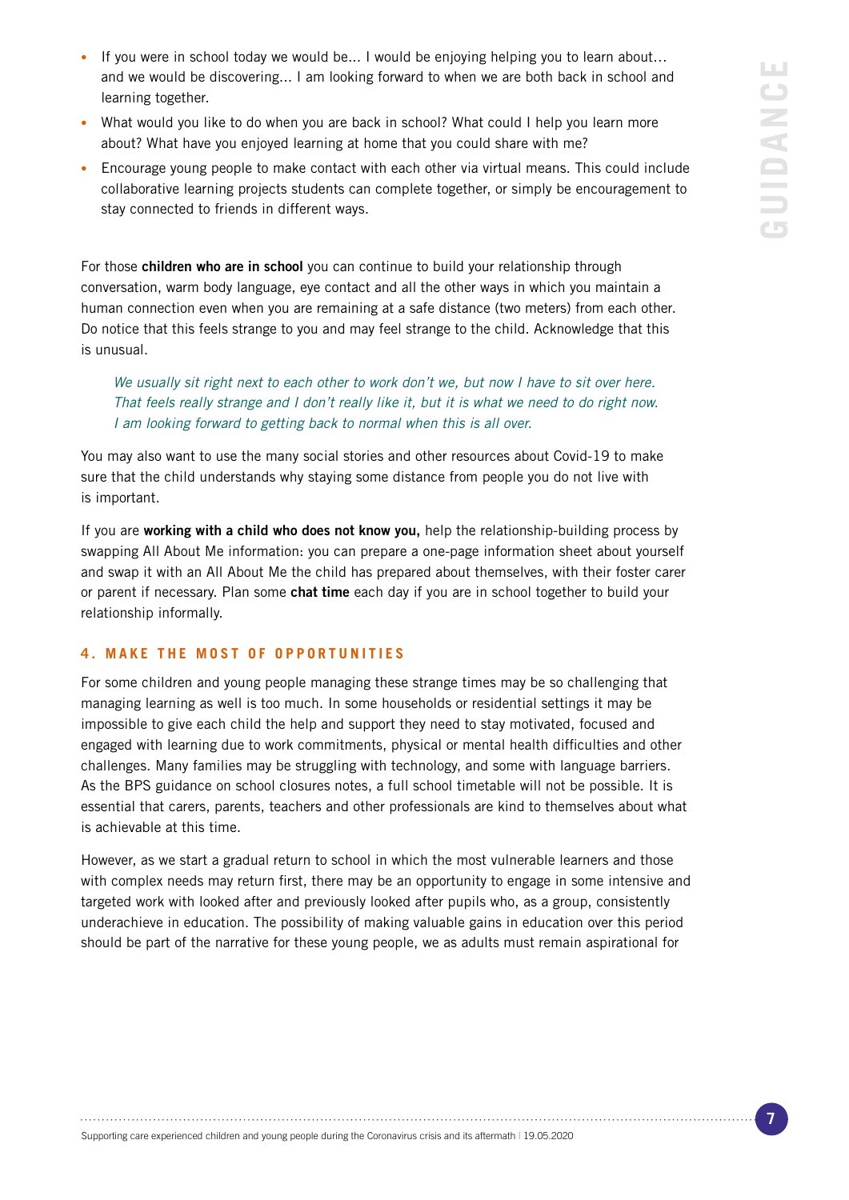- If you were in school today we would be… I would be enjoying helping you to learn about… and we would be discovering… I am looking forward to when we are both back in school and learning together.
- What would you like to do when you are back in school? What could I help you learn more about? What have you enjoyed learning at home that you could share with me?
- Encourage young people to make contact with each other via virtual means. This could include collaborative learning projects students can complete together, or simply be encouragement to stay connected to friends in different ways.

For those **children who are in school** you can continue to build your relationship through conversation, warm body language, eye contact and all the other ways in which you maintain a human connection even when you are remaining at a safe distance (two meters) from each other. Do notice that this feels strange to you and may feel strange to the child. Acknowledge that this is unusual.

> *We usually sit right next to each other to work don't we, but now I have to sit over here. That feels really strange and I don't really like it, but it is what we need to do right now. I am looking forward to getting back to normal when this is all over.*

You may also want to use the many social stories and other resources about Covid-19 to make sure that the child understands why staying some distance from people you do not live with is important.

If you are **working with a child who does not know you,** help the relationship-building process by swapping All About Me information: you can prepare a one-page information sheet about yourself and swap it with an All About Me the child has prepared about themselves, with their foster carer or parent if necessary. Plan some **chat time** each day if you are in school together to build your relationship informally.

## 4. MAKE THE MOST OF OPPORTUNITIES

For some children and young people managing these strange times may be so challenging that managing learning as well is too much. In some households or residential settings it may be impossible to give each child the help and support they need to stay motivated, focused and engaged with learning due to work commitments, physical or mental health difficulties and other challenges. Many families may be struggling with technology, and some with language barriers. As the BPS guidance on school closures notes, a full school timetable will not be possible. It is essential that carers, parents, teachers and other professionals are kind to themselves about what is achievable at this time.

However, as we start a gradual return to school in which the most vulnerable learners and those with complex needs may return first, there may be an opportunity to engage in some intensive and targeted work with looked after and previously looked after pupils who, as a group, consistently underachieve in education. The possibility of making valuable gains in education over this period should be part of the narrative for these young people, we as adults must remain aspirational for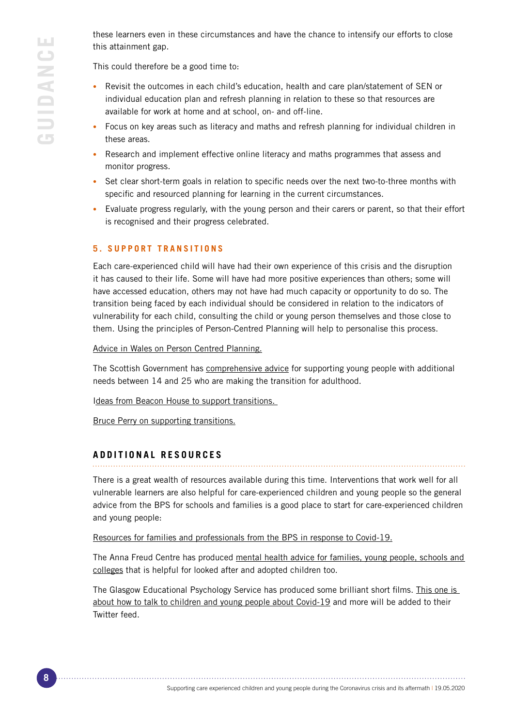these learners even in these circumstances and have the chance to intensify our efforts to close this attainment gap.

This could therefore be a good time to:

- Revisit the outcomes in each child's education, health and care plan/statement of SEN or individual education plan and refresh planning in relation to these so that resources are available for work at home and at school, on- and off-line.
- Focus on key areas such as literacy and maths and refresh planning for individual children in these areas.
- Research and implement effective online literacy and maths programmes that assess and monitor progress.
- Set clear short-term goals in relation to specific needs over the next two-to-three months with specific and resourced planning for learning in the current circumstances.
- Evaluate progress regularly, with the young person and their carers or parent, so that their effort is recognised and their progress celebrated.

### 5. SUPPORT TRANSITIONS

Each care-experienced child will have had their own experience of this crisis and the disruption it has caused to their life. Some will have had more positive experiences than others; some will have accessed education, others may not have had much capacity or opportunity to do so. The transition being faced by each individual should be considered in relation to the indicators of vulnerability for each child, consulting the child or young person themselves and those close to them. Using the principles of Person-Centred Planning will help to personalise this process.

Advice in Wales on Person Centred Planning.

The Scottish Government has comprehensive advice for supporting young people with additional needs between 14 and 25 who are making the transition for adulthood.

Ideas from Beacon House to support transitions.

Bruce Perry on supporting transitions.

## ADDITIONAL RESOURCES

There is a great wealth of resources available during this time. Interventions that work well for all vulnerable learners are also helpful for care-experienced children and young people so the general advice from the BPS for schools and families is a good place to start for care-experienced children and young people:

Resources for families and professionals from the BPS in response to Covid-19.

The Anna Freud Centre has produced mental health advice for families, young people, schools and colleges that is helpful for looked after and adopted children too.

The Glasgow Educational Psychology Service has produced some brilliant short films. This one is about how to talk to children and young people about Covid-19 and more will be added to their Twitter feed.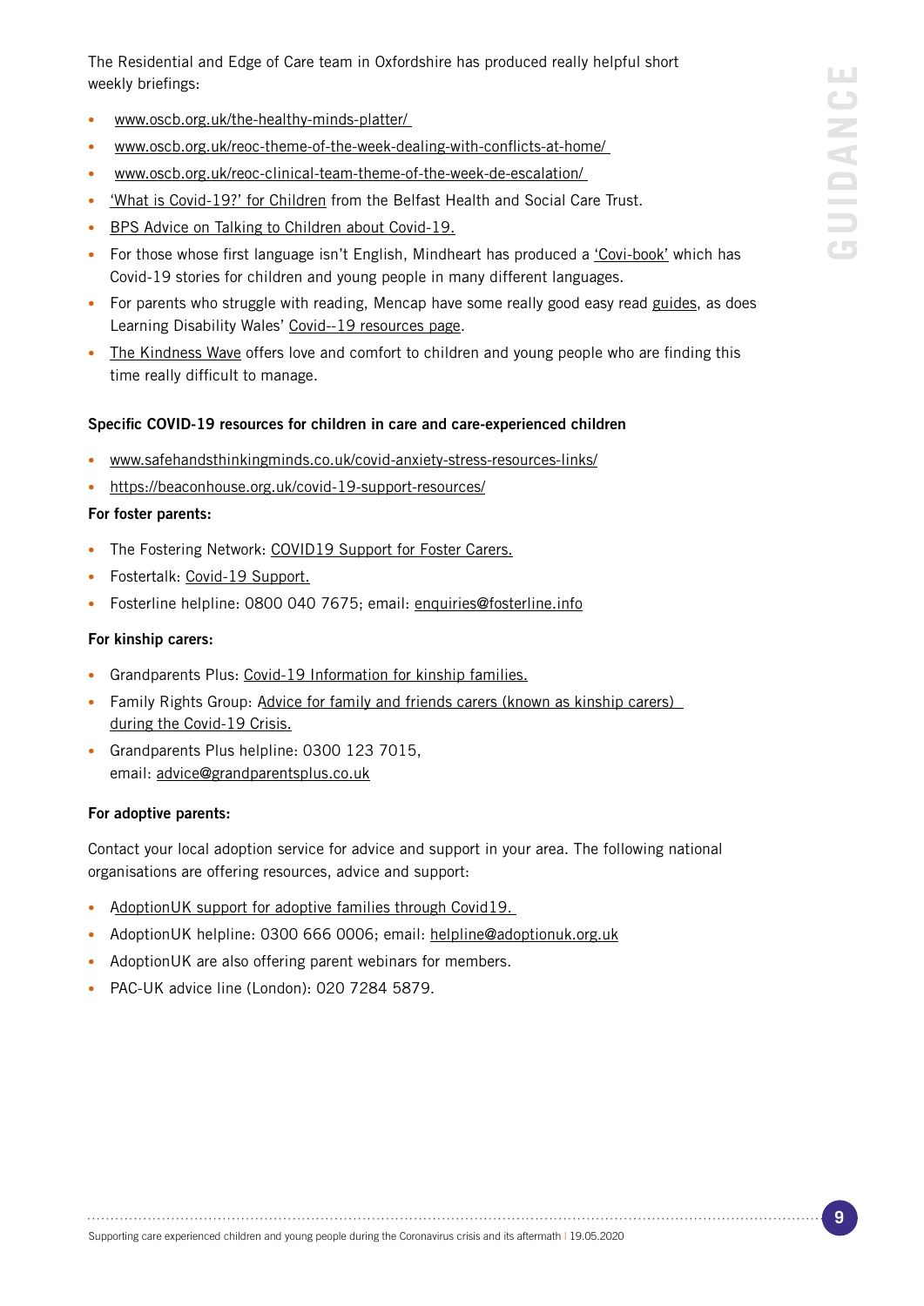The Residential and Edge of Care team in Oxfordshire has produced really helpful short weekly briefings:

- www.oscb.org.uk/the-healthy-minds-platter/
- www.oscb.org.uk/reoc-theme-of-the-week-dealing-with-conflicts-at-home/
- www.oscb.org.uk/reoc-clinical-team-theme-of-the-week-de-escalation/
- 'What is Covid-19?' for Children from the Belfast Health and Social Care Trust.
- BPS Advice on Talking to Children about Covid-19.
- For those whose first language isn't English, Mindheart has produced a 'Covi-book' which has Covid-19 stories for children and young people in many different languages.
- For parents who struggle with reading, Mencap have some really good easy read guides, as does Learning Disability Wales' Covid--19 resources page.
- The Kindness Wave offers love and comfort to children and young people who are finding this time really difficult to manage.

**Specific COVID-19 resources for children in care and care-experienced children**

- www.safehandsthinkingminds.co.uk/covid-anxiety-stress-resources-links/
- https://beaconhouse.org.uk/covid-19-support-resources/

**For foster parents:**

- The Fostering Network: COVID19 Support for Foster Carers.
- Fostertalk: Covid-19 Support.
- Fosterline helpline: 0800 040 7675; email: enquiries@fosterline.info

**For kinship carers:**

- Grandparents Plus: Covid-19 Information for kinship families.
- Family Rights Group: Advice for family and friends carers (known as kinship carers) during the Covid-19 Crisis.
- Grandparents Plus helpline: 0300 123 7015, email: advice@grandparentsplus.co.uk

**For adoptive parents:**

Contact your local adoption service for advice and support in your area. The following national organisations are offering resources, advice and support:

- AdoptionUK support for adoptive families through Covid19.
- AdoptionUK helpline: 0300 666 0006; email: helpline@adoptionuk.org.uk
- AdoptionUK are also offering parent webinars for members.
- PAC-UK advice line (London): 020 7284 5879.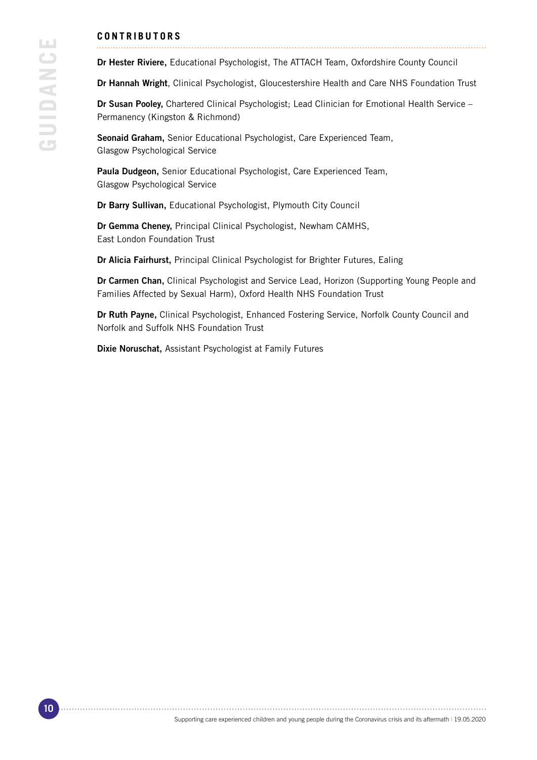## CONTRIBUTORS

**Dr Hester Riviere,** Educational Psychologist, The ATTACH Team, Oxfordshire County Council

**Dr Hannah Wright**, Clinical Psychologist, Gloucestershire Health and Care NHS Foundation Trust

**Dr Susan Pooley,** Chartered Clinical Psychologist; Lead Clinician for Emotional Health Service – Permanency (Kingston & Richmond)

**Seonaid Graham,** Senior Educational Psychologist, Care Experienced Team, Glasgow Psychological Service

**Paula Dudgeon,** Senior Educational Psychologist, Care Experienced Team, Glasgow Psychological Service

**Dr Barry Sullivan,** Educational Psychologist, Plymouth City Council

**Dr Gemma Cheney,** Principal Clinical Psychologist, Newham CAMHS, East London Foundation Trust

**Dr Alicia Fairhurst,** Principal Clinical Psychologist for Brighter Futures, Ealing

**Dr Carmen Chan,** Clinical Psychologist and Service Lead, Horizon (Supporting Young People and Families Affected by Sexual Harm), Oxford Health NHS Foundation Trust

**Dr Ruth Payne,** Clinical Psychologist, Enhanced Fostering Service, Norfolk County Council and Norfolk and Suffolk NHS Foundation Trust

**Dixie Noruschat,** Assistant Psychologist at Family Futures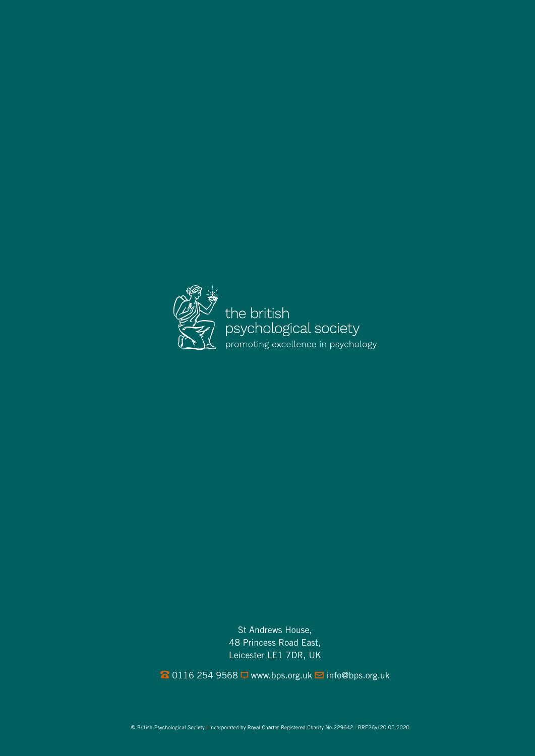the british psychological society

promoting excellence in psychology

St Andrews House,
48 Princess Road East,
Leicester LE1 7DR, UK

0116 254 9568 www.bps.org.uk info@bps.org.uk

© British Psychological Society | Incorporated by Royal Charter Registered Charity No 229642 | BRE26y/20.05.2020